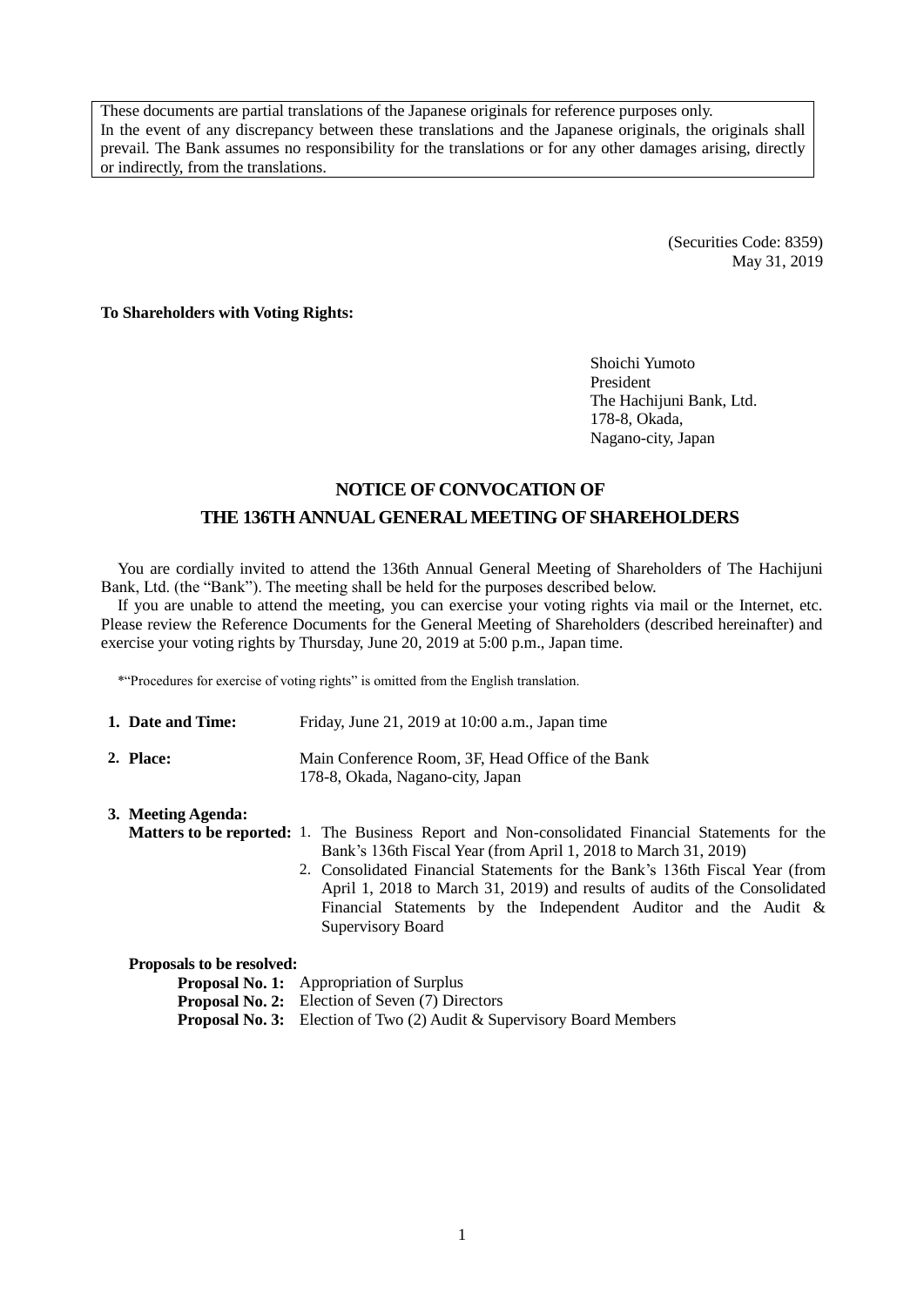These documents are partial translations of the Japanese originals for reference purposes only.
In the event of any discrepancy between these translations and the Japanese originals, the originals shall prevail. The Bank assumes no responsibility for the translations or for any other damages arising, directly or indirectly, from the translations.

(Securities Code: 8359)
May 31, 2019

**To Shareholders with Voting Rights:**

Shoichi Yumoto
President
The Hachijuni Bank, Ltd.
178-8, Okada,
Nagano-city, Japan

# NOTICE OF CONVOCATION OF THE 136TH ANNUAL GENERAL MEETING OF SHAREHOLDERS

You are cordially invited to attend the 136th Annual General Meeting of Shareholders of The Hachijuni Bank, Ltd. (the "Bank"). The meeting shall be held for the purposes described below.

If you are unable to attend the meeting, you can exercise your voting rights via mail or the Internet, etc. Please review the Reference Documents for the General Meeting of Shareholders (described hereinafter) and exercise your voting rights by Thursday, June 20, 2019 at 5:00 p.m., Japan time.

*"Procedures for exercise of voting rights" is omitted from the English translation.

**1. Date and Time:** Friday, June 21, 2019 at 10:00 a.m., Japan time

**2. Place:** Main Conference Room, 3F, Head Office of the Bank
178-8, Okada, Nagano-city, Japan

**3. Meeting Agenda:**

**Matters to be reported:**

1. The Business Report and Non-consolidated Financial Statements for the Bank's 136th Fiscal Year (from April 1, 2018 to March 31, 2019)
2. Consolidated Financial Statements for the Bank's 136th Fiscal Year (from April 1, 2018 to March 31, 2019) and results of audits of the Consolidated Financial Statements by the Independent Auditor and the Audit & Supervisory Board

**Proposals to be resolved:**

**Proposal No. 1:** Appropriation of Surplus
**Proposal No. 2:** Election of Seven (7) Directors
**Proposal No. 3:** Election of Two (2) Audit & Supervisory Board Members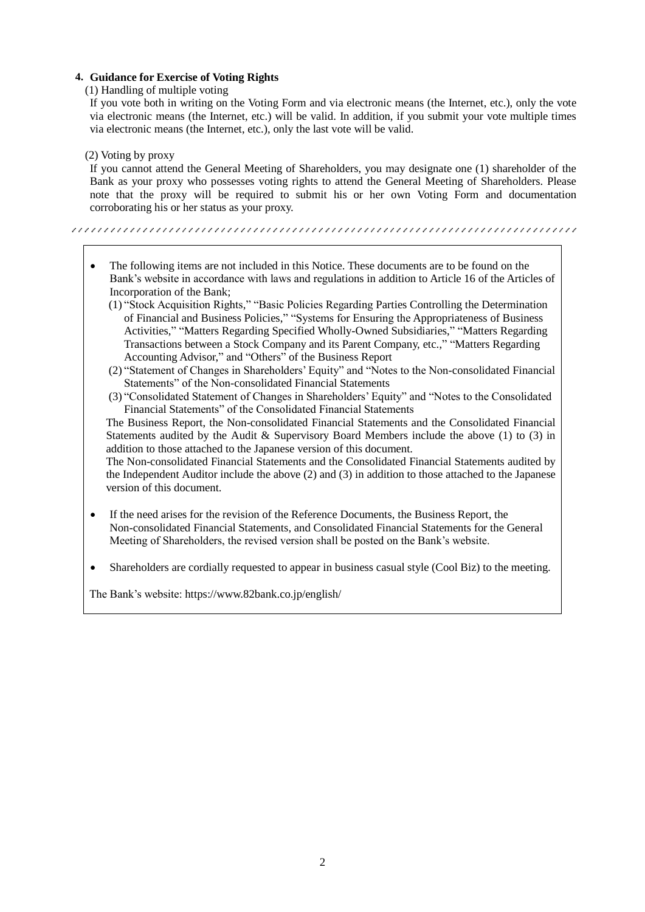## 4. Guidance for Exercise of Voting Rights

(1) Handling of multiple voting

If you vote both in writing on the Voting Form and via electronic means (the Internet, etc.), only the vote via electronic means (the Internet, etc.) will be valid. In addition, if you submit your vote multiple times via electronic means (the Internet, etc.), only the last vote will be valid.

(2) Voting by proxy

If you cannot attend the General Meeting of Shareholders, you may designate one (1) shareholder of the Bank as your proxy who possesses voting rights to attend the General Meeting of Shareholders. Please note that the proxy will be required to submit his or her own Voting Form and documentation corroborating his or her status as your proxy.

---

- The following items are not included in this Notice. These documents are to be found on the Bank's website in accordance with laws and regulations in addition to Article 16 of the Articles of Incorporation of the Bank;
  (1) "Stock Acquisition Rights," "Basic Policies Regarding Parties Controlling the Determination of Financial and Business Policies," "Systems for Ensuring the Appropriateness of Business Activities," "Matters Regarding Specified Wholly-Owned Subsidiaries," "Matters Regarding Transactions between a Stock Company and its Parent Company, etc.," "Matters Regarding Accounting Advisor," and "Others" of the Business Report
  (2) "Statement of Changes in Shareholders' Equity" and "Notes to the Non-consolidated Financial Statements" of the Non-consolidated Financial Statements
  (3) "Consolidated Statement of Changes in Shareholders' Equity" and "Notes to the Consolidated Financial Statements" of the Consolidated Financial Statements

  The Business Report, the Non-consolidated Financial Statements and the Consolidated Financial Statements audited by the Audit & Supervisory Board Members include the above (1) to (3) in addition to those attached to the Japanese version of this document.

  The Non-consolidated Financial Statements and the Consolidated Financial Statements audited by the Independent Auditor include the above (2) and (3) in addition to those attached to the Japanese version of this document.

- If the need arises for the revision of the Reference Documents, the Business Report, the Non-consolidated Financial Statements, and Consolidated Financial Statements for the General Meeting of Shareholders, the revised version shall be posted on the Bank's website.

- Shareholders are cordially requested to appear in business casual style (Cool Biz) to the meeting.

The Bank's website: https://www.82bank.co.jp/english/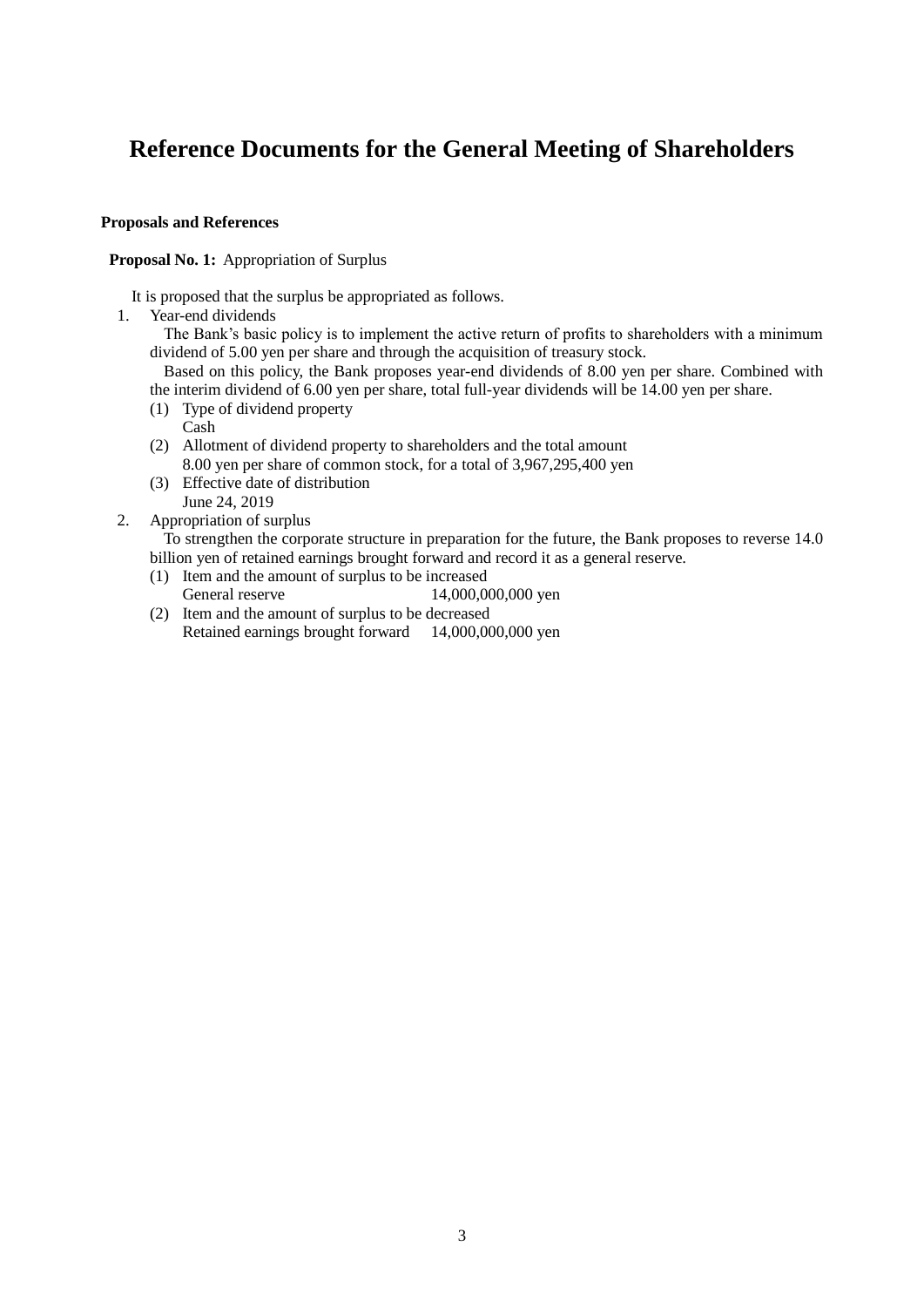# Reference Documents for the General Meeting of Shareholders

**Proposals and References**

**Proposal No. 1:** Appropriation of Surplus

It is proposed that the surplus be appropriated as follows.

1. Year-end dividends

   The Bank's basic policy is to implement the active return of profits to shareholders with a minimum dividend of 5.00 yen per share and through the acquisition of treasury stock.

   Based on this policy, the Bank proposes year-end dividends of 8.00 yen per share. Combined with the interim dividend of 6.00 yen per share, total full-year dividends will be 14.00 yen per share.

   (1) Type of dividend property
       Cash
   (2) Allotment of dividend property to shareholders and the total amount
       8.00 yen per share of common stock, for a total of 3,967,295,400 yen
   (3) Effective date of distribution
       June 24, 2019

2. Appropriation of surplus

   To strengthen the corporate structure in preparation for the future, the Bank proposes to reverse 14.0 billion yen of retained earnings brought forward and record it as a general reserve.

   (1) Item and the amount of surplus to be increased
       General reserve 14,000,000,000 yen
   (2) Item and the amount of surplus to be decreased
       Retained earnings brought forward 14,000,000,000 yen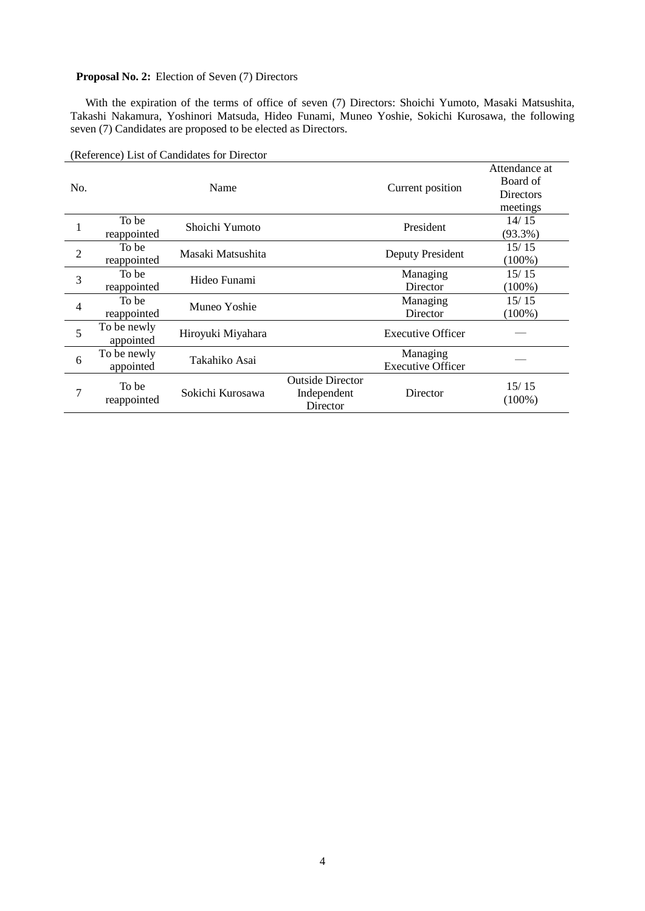**Proposal No. 2:** Election of Seven (7) Directors

With the expiration of the terms of office of seven (7) Directors: Shoichi Yumoto, Masaki Matsushita, Takashi Nakamura, Yoshinori Matsuda, Hideo Funami, Muneo Yoshie, Sokichi Kurosawa, the following seven (7) Candidates are proposed to be elected as Directors.

(Reference) List of Candidates for Director

| No. | | Name | | Current position | Attendance at Board of Directors meetings |
|---|---|---|---|---|---|
| 1 | To be reappointed | Shoichi Yumoto | | President | 14/ 15 (93.3%) |
| 2 | To be reappointed | Masaki Matsushita | | Deputy President | 15/ 15 (100%) |
| 3 | To be reappointed | Hideo Funami | | Managing Director | 15/ 15 (100%) |
| 4 | To be reappointed | Muneo Yoshie | | Managing Director | 15/ 15 (100%) |
| 5 | To be newly appointed | Hiroyuki Miyahara | | Executive Officer | — |
| 6 | To be newly appointed | Takahiko Asai | | Managing Executive Officer | — |
| 7 | To be reappointed | Sokichi Kurosawa | Outside Director Independent Director | Director | 15/ 15 (100%) |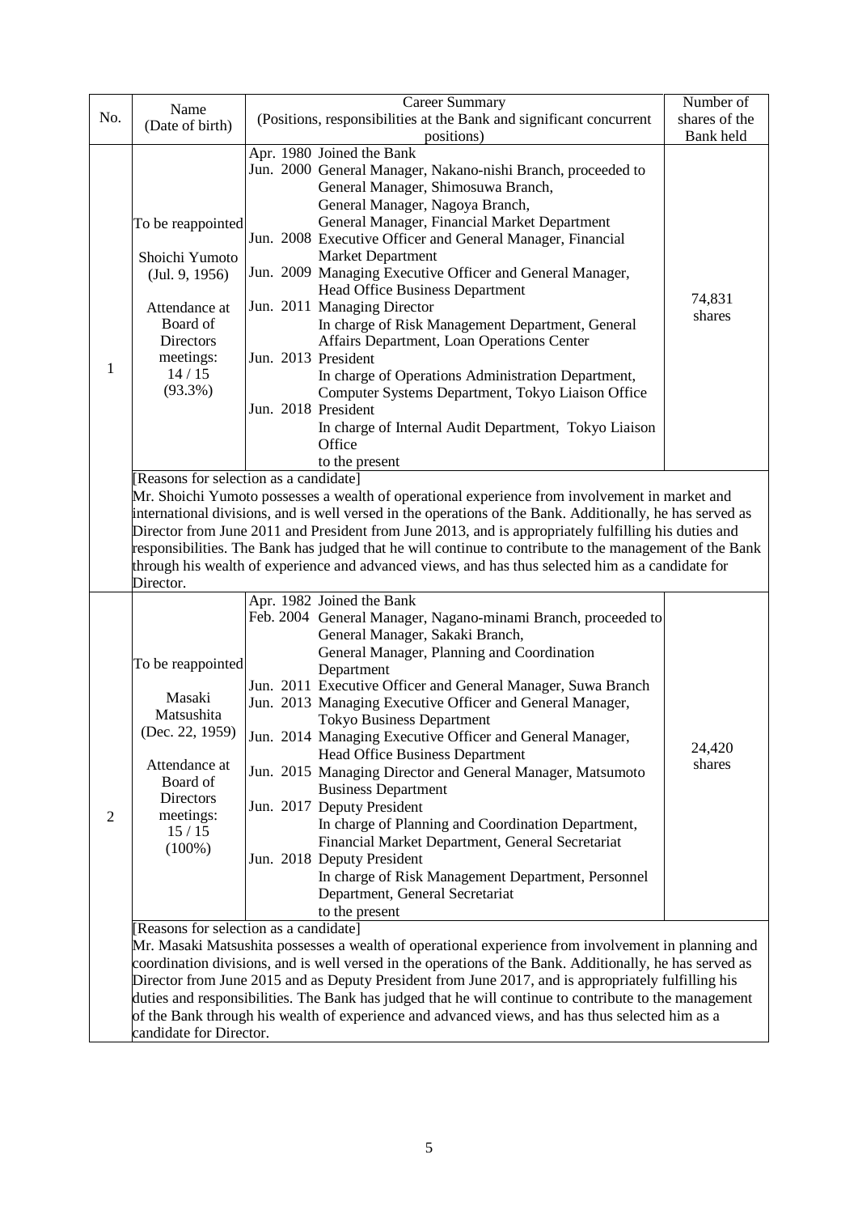| No. | Name (Date of birth) | Career Summary (Positions, responsibilities at the Bank and significant concurrent positions) | Number of shares of the Bank held |
|---|---|---|---|
| 1 | To be reappointed<br><br>Shoichi Yumoto (Jul. 9, 1956)<br><br>Attendance at Board of Directors meetings: 14 / 15 (93.3%) | Apr. 1980 Joined the Bank<br>Jun. 2000 General Manager, Nakano-nishi Branch, proceeded to General Manager, Shimosuwa Branch, General Manager, Nagoya Branch, General Manager, Financial Market Department<br>Jun. 2008 Executive Officer and General Manager, Financial Market Department<br>Jun. 2009 Managing Executive Officer and General Manager, Head Office Business Department<br>Jun. 2011 Managing Director<br>In charge of Risk Management Department, General Affairs Department, Loan Operations Center<br>Jun. 2013 President<br>In charge of Operations Administration Department, Computer Systems Department, Tokyo Liaison Office<br>Jun. 2018 President<br>In charge of Internal Audit Department, Tokyo Liaison Office<br>to the present | 74,831 shares |
| | [Reasons for selection as a candidate]<br>Mr. Shoichi Yumoto possesses a wealth of operational experience from involvement in market and international divisions, and is well versed in the operations of the Bank. Additionally, he has served as Director from June 2011 and President from June 2013, and is appropriately fulfilling his duties and responsibilities. The Bank has judged that he will continue to contribute to the management of the Bank through his wealth of experience and advanced views, and has thus selected him as a candidate for Director. | | |
| 2 | To be reappointed<br><br>Masaki Matsushita (Dec. 22, 1959)<br><br>Attendance at Board of Directors meetings: 15 / 15 (100%) | Apr. 1982 Joined the Bank<br>Feb. 2004 General Manager, Nagano-minami Branch, proceeded to General Manager, Sakaki Branch, General Manager, Planning and Coordination Department<br>Jun. 2011 Executive Officer and General Manager, Suwa Branch<br>Jun. 2013 Managing Executive Officer and General Manager, Tokyo Business Department<br>Jun. 2014 Managing Executive Officer and General Manager, Head Office Business Department<br>Jun. 2015 Managing Director and General Manager, Matsumoto Business Department<br>Jun. 2017 Deputy President<br>In charge of Planning and Coordination Department, Financial Market Department, General Secretariat<br>Jun. 2018 Deputy President<br>In charge of Risk Management Department, Personnel Department, General Secretariat<br>to the present | 24,420 shares |
| | [Reasons for selection as a candidate]<br>Mr. Masaki Matsushita possesses a wealth of operational experience from involvement in planning and coordination divisions, and is well versed in the operations of the Bank. Additionally, he has served as Director from June 2015 and as Deputy President from June 2017, and is appropriately fulfilling his duties and responsibilities. The Bank has judged that he will continue to contribute to the management of the Bank through his wealth of experience and advanced views, and has thus selected him as a candidate for Director. | | |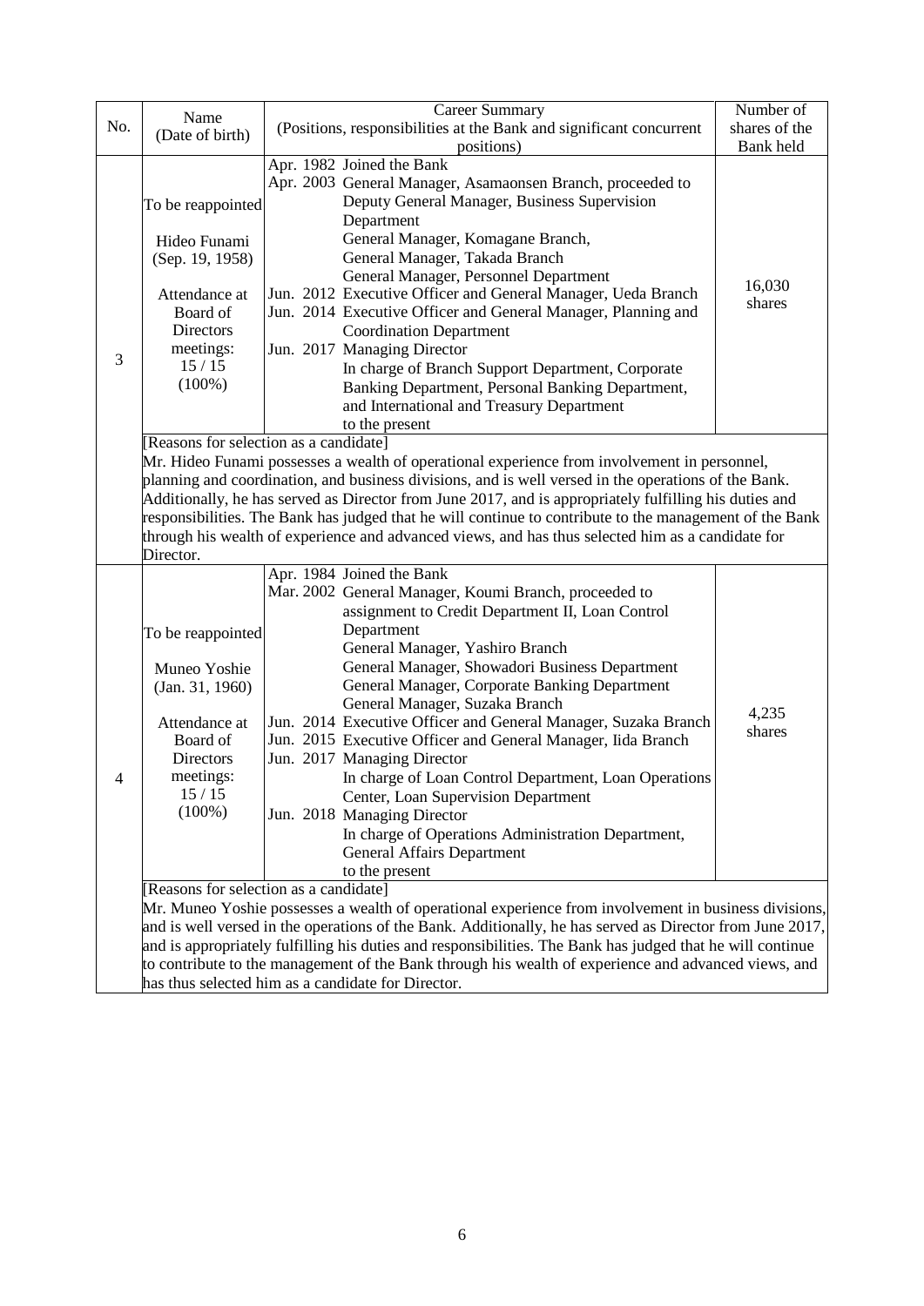| No. | Name (Date of birth) | Career Summary (Positions, responsibilities at the Bank and significant concurrent positions) | Number of shares of the Bank held |
|---|---|---|---|
| 3 | To be reappointed<br><br>Hideo Funami<br>(Sep. 19, 1958)<br><br>Attendance at Board of Directors meetings:<br>15 / 15<br>(100%) | Apr. 1982 Joined the Bank<br>Apr. 2003 General Manager, Asamaonsen Branch, proceeded to Deputy General Manager, Business Supervision Department<br>General Manager, Komagane Branch,<br>General Manager, Takada Branch<br>General Manager, Personnel Department<br>Jun. 2012 Executive Officer and General Manager, Ueda Branch<br>Jun. 2014 Executive Officer and General Manager, Planning and Coordination Department<br>Jun. 2017 Managing Director<br>In charge of Branch Support Department, Corporate Banking Department, Personal Banking Department, and International and Treasury Department<br>to the present | 16,030 shares |
| | [Reasons for selection as a candidate]<br>Mr. Hideo Funami possesses a wealth of operational experience from involvement in personnel, planning and coordination, and business divisions, and is well versed in the operations of the Bank. Additionally, he has served as Director from June 2017, and is appropriately fulfilling his duties and responsibilities. The Bank has judged that he will continue to contribute to the management of the Bank through his wealth of experience and advanced views, and has thus selected him as a candidate for Director. | | |
| 4 | To be reappointed<br><br>Muneo Yoshie<br>(Jan. 31, 1960)<br><br>Attendance at Board of Directors meetings:<br>15 / 15<br>(100%) | Apr. 1984 Joined the Bank<br>Mar. 2002 General Manager, Koumi Branch, proceeded to assignment to Credit Department II, Loan Control Department<br>General Manager, Yashiro Branch<br>General Manager, Showadori Business Department<br>General Manager, Corporate Banking Department<br>General Manager, Suzaka Branch<br>Jun. 2014 Executive Officer and General Manager, Suzaka Branch<br>Jun. 2015 Executive Officer and General Manager, Iida Branch<br>Jun. 2017 Managing Director<br>In charge of Loan Control Department, Loan Operations Center, Loan Supervision Department<br>Jun. 2018 Managing Director<br>In charge of Operations Administration Department, General Affairs Department<br>to the present | 4,235 shares |
| | [Reasons for selection as a candidate]<br>Mr. Muneo Yoshie possesses a wealth of operational experience from involvement in business divisions, and is well versed in the operations of the Bank. Additionally, he has served as Director from June 2017, and is appropriately fulfilling his duties and responsibilities. The Bank has judged that he will continue to contribute to the management of the Bank through his wealth of experience and advanced views, and has thus selected him as a candidate for Director. | | |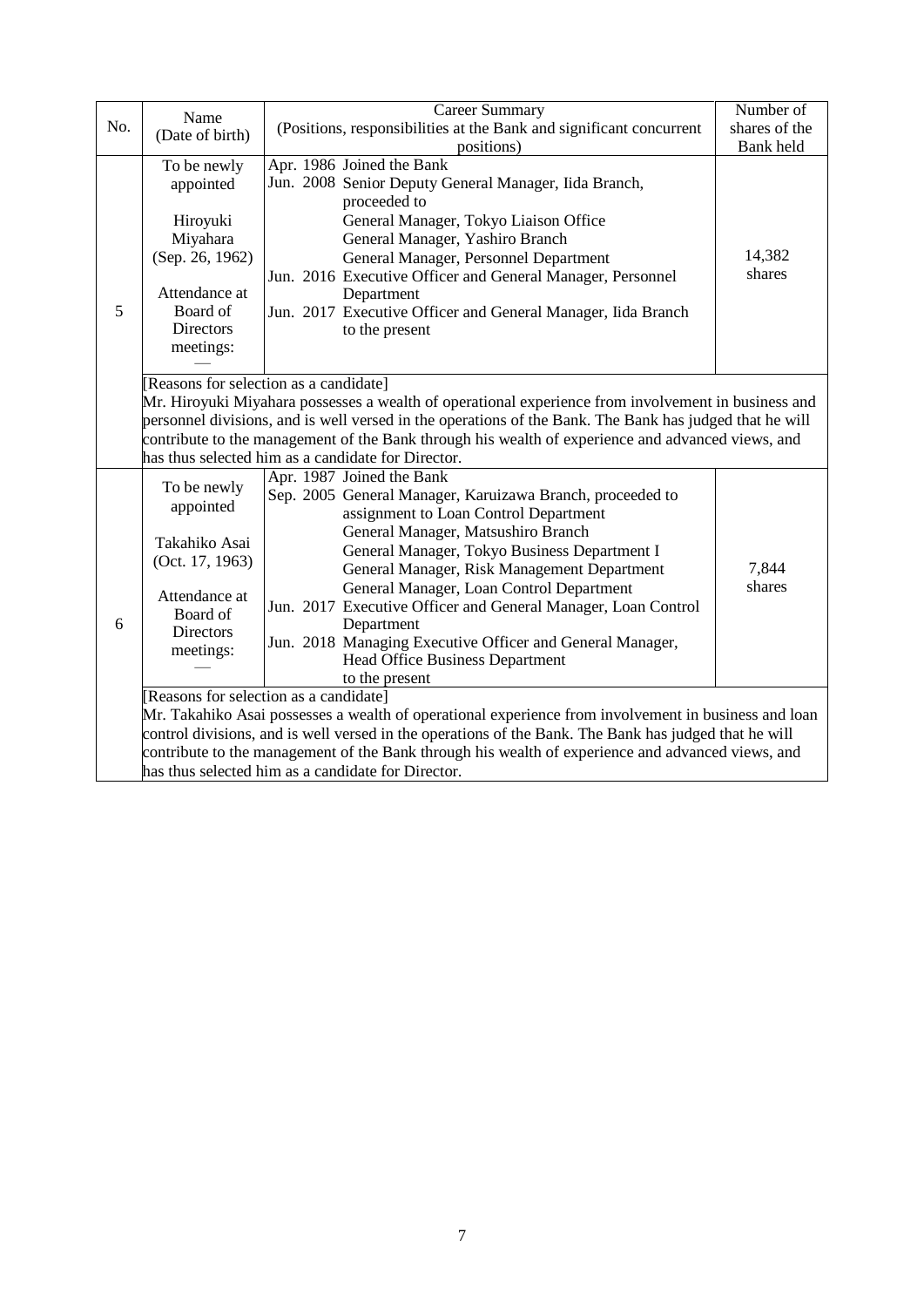| No. | Name (Date of birth) | Career Summary (Positions, responsibilities at the Bank and significant concurrent positions) | Number of shares of the Bank held |
|---|---|---|---|
| 5 | To be newly appointed<br><br>Hiroyuki Miyahara<br>(Sep. 26, 1962)<br><br>Attendance at Board of Directors meetings:<br>— | Apr. 1986 Joined the Bank<br>Jun. 2008 Senior Deputy General Manager, Iida Branch, proceeded to<br>General Manager, Tokyo Liaison Office<br>General Manager, Yashiro Branch<br>General Manager, Personnel Department<br>Jun. 2016 Executive Officer and General Manager, Personnel Department<br>Jun. 2017 Executive Officer and General Manager, Iida Branch<br>to the present | 14,382 shares |
| | [Reasons for selection as a candidate]<br>Mr. Hiroyuki Miyahara possesses a wealth of operational experience from involvement in business and personnel divisions, and is well versed in the operations of the Bank. The Bank has judged that he will contribute to the management of the Bank through his wealth of experience and advanced views, and has thus selected him as a candidate for Director. | | |
| 6 | To be newly appointed<br><br>Takahiko Asai<br>(Oct. 17, 1963)<br><br>Attendance at Board of Directors meetings:<br>— | Apr. 1987 Joined the Bank<br>Sep. 2005 General Manager, Karuizawa Branch, proceeded to assignment to Loan Control Department<br>General Manager, Matsushiro Branch<br>General Manager, Tokyo Business Department I<br>General Manager, Risk Management Department<br>General Manager, Loan Control Department<br>Jun. 2017 Executive Officer and General Manager, Loan Control Department<br>Jun. 2018 Managing Executive Officer and General Manager, Head Office Business Department<br>to the present | 7,844 shares |
| | [Reasons for selection as a candidate]<br>Mr. Takahiko Asai possesses a wealth of operational experience from involvement in business and loan control divisions, and is well versed in the operations of the Bank. The Bank has judged that he will contribute to the management of the Bank through his wealth of experience and advanced views, and has thus selected him as a candidate for Director. | | |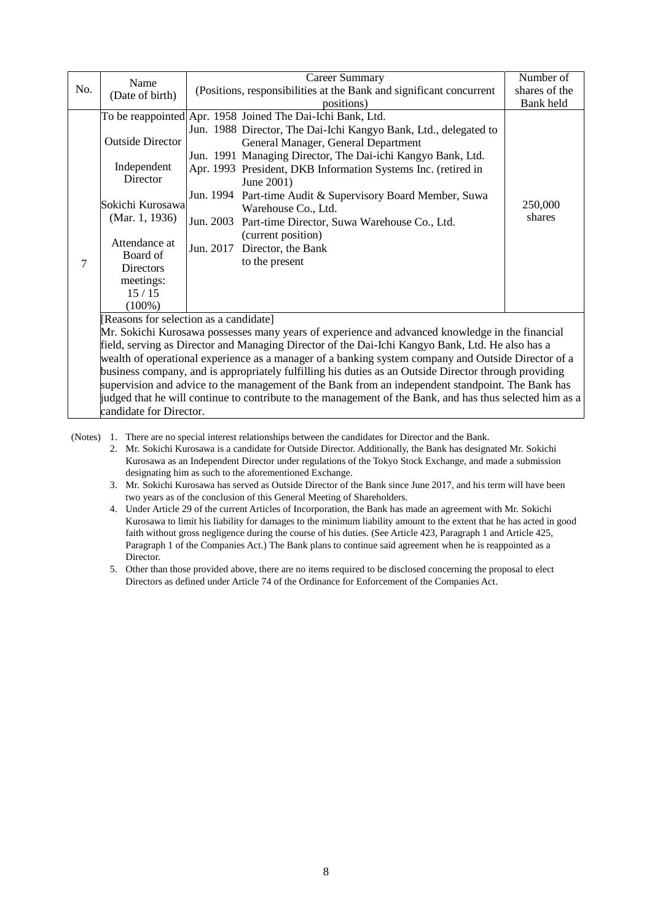| No. | Name (Date of birth) | Career Summary (Positions, responsibilities at the Bank and significant concurrent positions) | Number of shares of the Bank held |
|---|---|---|---|
| 7 | To be reappointed<br><br>Outside Director<br><br>Independent Director<br><br>Sokichi Kurosawa (Mar. 1, 1936)<br><br>Attendance at Board of Directors meetings: 15 / 15 (100%) | Apr. 1958 Joined The Dai-Ichi Bank, Ltd.<br>Jun. 1988 Director, The Dai-Ichi Kangyo Bank, Ltd., delegated to General Manager, General Department<br>Jun. 1991 Managing Director, The Dai-ichi Kangyo Bank, Ltd.<br>Apr. 1993 President, DKB Information Systems Inc. (retired in June 2001)<br>Jun. 1994 Part-time Audit & Supervisory Board Member, Suwa Warehouse Co., Ltd.<br>Jun. 2003 Part-time Director, Suwa Warehouse Co., Ltd. (current position)<br>Jun. 2017 Director, the Bank to the present | 250,000 shares |
| | [Reasons for selection as a candidate]<br>Mr. Sokichi Kurosawa possesses many years of experience and advanced knowledge in the financial field, serving as Director and Managing Director of the Dai-Ichi Kangyo Bank, Ltd. He also has a wealth of operational experience as a manager of a banking system company and Outside Director of a business company, and is appropriately fulfilling his duties as an Outside Director through providing supervision and advice to the management of the Bank from an independent standpoint. The Bank has judged that he will continue to contribute to the management of the Bank, and has thus selected him as a candidate for Director. | | |

(Notes)
1. There are no special interest relationships between the candidates for Director and the Bank.
2. Mr. Sokichi Kurosawa is a candidate for Outside Director. Additionally, the Bank has designated Mr. Sokichi Kurosawa as an Independent Director under regulations of the Tokyo Stock Exchange, and made a submission designating him as such to the aforementioned Exchange.
3. Mr. Sokichi Kurosawa has served as Outside Director of the Bank since June 2017, and his term will have been two years as of the conclusion of this General Meeting of Shareholders.
4. Under Article 29 of the current Articles of Incorporation, the Bank has made an agreement with Mr. Sokichi Kurosawa to limit his liability for damages to the minimum liability amount to the extent that he has acted in good faith without gross negligence during the course of his duties. (See Article 423, Paragraph 1 and Article 425, Paragraph 1 of the Companies Act.) The Bank plans to continue said agreement when he is reappointed as a Director.
5. Other than those provided above, there are no items required to be disclosed concerning the proposal to elect Directors as defined under Article 74 of the Ordinance for Enforcement of the Companies Act.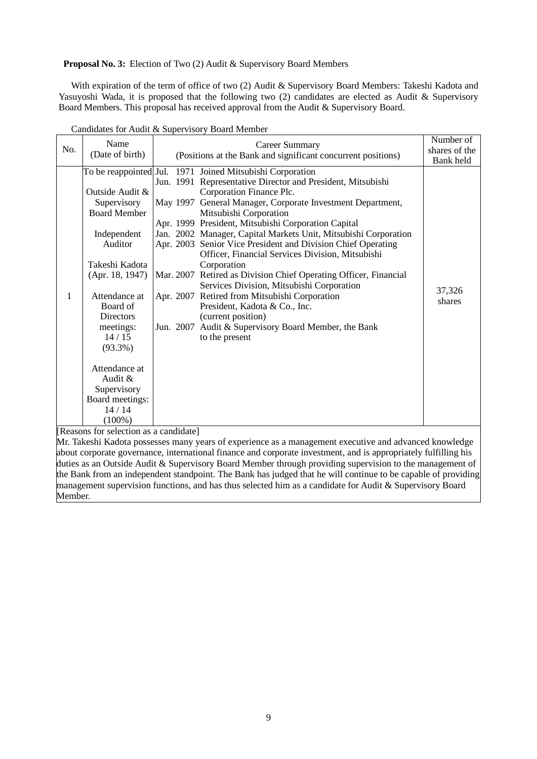**Proposal No. 3:** Election of Two (2) Audit & Supervisory Board Members

With expiration of the term of office of two (2) Audit & Supervisory Board Members: Takeshi Kadota and Yasuyoshi Wada, it is proposed that the following two (2) candidates are elected as Audit & Supervisory Board Members. This proposal has received approval from the Audit & Supervisory Board.

Candidates for Audit & Supervisory Board Member

| No. | Name (Date of birth) | Career Summary (Positions at the Bank and significant concurrent positions) | Number of shares of the Bank held |
|---|---|---|---|
| 1 | To be reappointed<br><br>Outside Audit & Supervisory Board Member<br><br>Independent Auditor<br><br>Takeshi Kadota (Apr. 18, 1947)<br><br>Attendance at Board of Directors meetings: 14 / 15 (93.3%)<br><br>Attendance at Audit & Supervisory Board meetings: 14 / 14 (100%) | Jul. 1971 Joined Mitsubishi Corporation<br>Jun. 1991 Representative Director and President, Mitsubishi Corporation Finance Plc.<br>May 1997 General Manager, Corporate Investment Department, Mitsubishi Corporation<br>Apr. 1999 President, Mitsubishi Corporation Capital<br>Jan. 2002 Manager, Capital Markets Unit, Mitsubishi Corporation<br>Apr. 2003 Senior Vice President and Division Chief Operating Officer, Financial Services Division, Mitsubishi Corporation<br>Mar. 2007 Retired as Division Chief Operating Officer, Financial Services Division, Mitsubishi Corporation<br>Apr. 2007 Retired from Mitsubishi Corporation<br>President, Kadota & Co., Inc. (current position)<br>Jun. 2007 Audit & Supervisory Board Member, the Bank to the present | 37,326 shares |

[Reasons for selection as a candidate]
Mr. Takeshi Kadota possesses many years of experience as a management executive and advanced knowledge about corporate governance, international finance and corporate investment, and is appropriately fulfilling his duties as an Outside Audit & Supervisory Board Member through providing supervision to the management of the Bank from an independent standpoint. The Bank has judged that he will continue to be capable of providing management supervision functions, and has thus selected him as a candidate for Audit & Supervisory Board Member.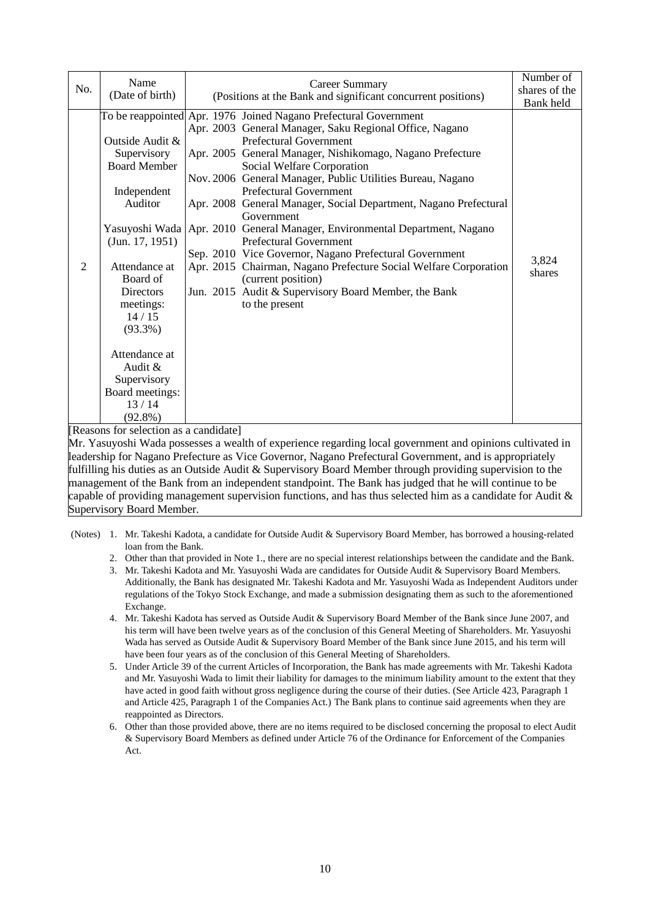| No. | Name (Date of birth) | Career Summary (Positions at the Bank and significant concurrent positions) | Number of shares of the Bank held |
|---|---|---|---|
| 2 | To be reappointed<br><br>Outside Audit & Supervisory Board Member<br><br>Independent Auditor<br><br>Yasuyoshi Wada (Jun. 17, 1951)<br><br>Attendance at Board of Directors meetings: 14 / 15 (93.3%)<br><br>Attendance at Audit & Supervisory Board meetings: 13 / 14 (92.8%) | Apr. 1976 Joined Nagano Prefectural Government<br>Apr. 2003 General Manager, Saku Regional Office, Nagano Prefectural Government<br>Apr. 2005 General Manager, Nishikomago, Nagano Prefecture Social Welfare Corporation<br>Nov. 2006 General Manager, Public Utilities Bureau, Nagano Prefectural Government<br>Apr. 2008 General Manager, Social Department, Nagano Prefectural Government<br>Apr. 2010 General Manager, Environmental Department, Nagano Prefectural Government<br>Sep. 2010 Vice Governor, Nagano Prefectural Government<br>Apr. 2015 Chairman, Nagano Prefecture Social Welfare Corporation (current position)<br>Jun. 2015 Audit & Supervisory Board Member, the Bank to the present | 3,824 shares |

[Reasons for selection as a candidate]

Mr. Yasuyoshi Wada possesses a wealth of experience regarding local government and opinions cultivated in leadership for Nagano Prefecture as Vice Governor, Nagano Prefectural Government, and is appropriately fulfilling his duties as an Outside Audit & Supervisory Board Member through providing supervision to the management of the Bank from an independent standpoint. The Bank has judged that he will continue to be capable of providing management supervision functions, and has thus selected him as a candidate for Audit & Supervisory Board Member.

(Notes)
1. Mr. Takeshi Kadota, a candidate for Outside Audit & Supervisory Board Member, has borrowed a housing-related loan from the Bank.
2. Other than that provided in Note 1., there are no special interest relationships between the candidate and the Bank.
3. Mr. Takeshi Kadota and Mr. Yasuyoshi Wada are candidates for Outside Audit & Supervisory Board Members. Additionally, the Bank has designated Mr. Takeshi Kadota and Mr. Yasuyoshi Wada as Independent Auditors under regulations of the Tokyo Stock Exchange, and made a submission designating them as such to the aforementioned Exchange.
4. Mr. Takeshi Kadota has served as Outside Audit & Supervisory Board Member of the Bank since June 2007, and his term will have been twelve years as of the conclusion of this General Meeting of Shareholders. Mr. Yasuyoshi Wada has served as Outside Audit & Supervisory Board Member of the Bank since June 2015, and his term will have been four years as of the conclusion of this General Meeting of Shareholders.
5. Under Article 39 of the current Articles of Incorporation, the Bank has made agreements with Mr. Takeshi Kadota and Mr. Yasuyoshi Wada to limit their liability for damages to the minimum liability amount to the extent that they have acted in good faith without gross negligence during the course of their duties. (See Article 423, Paragraph 1 and Article 425, Paragraph 1 of the Companies Act.) The Bank plans to continue said agreements when they are reappointed as Directors.
6. Other than those provided above, there are no items required to be disclosed concerning the proposal to elect Audit & Supervisory Board Members as defined under Article 76 of the Ordinance for Enforcement of the Companies Act.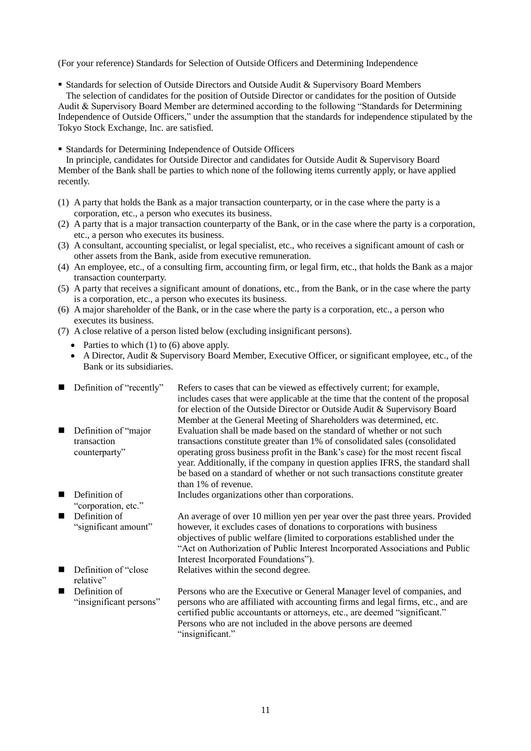(For your reference) Standards for Selection of Outside Officers and Determining Independence

- Standards for selection of Outside Directors and Outside Audit & Supervisory Board Members

  The selection of candidates for the position of Outside Director or candidates for the position of Outside Audit & Supervisory Board Member are determined according to the following "Standards for Determining Independence of Outside Officers," under the assumption that the standards for independence stipulated by the Tokyo Stock Exchange, Inc. are satisfied.

- Standards for Determining Independence of Outside Officers

  In principle, candidates for Outside Director and candidates for Outside Audit & Supervisory Board Member of the Bank shall be parties to which none of the following items currently apply, or have applied recently.

(1) A party that holds the Bank as a major transaction counterparty, or in the case where the party is a corporation, etc., a person who executes its business.
(2) A party that is a major transaction counterparty of the Bank, or in the case where the party is a corporation, etc., a person who executes its business.
(3) A consultant, accounting specialist, or legal specialist, etc., who receives a significant amount of cash or other assets from the Bank, aside from executive remuneration.
(4) An employee, etc., of a consulting firm, accounting firm, or legal firm, etc., that holds the Bank as a major transaction counterparty.
(5) A party that receives a significant amount of donations, etc., from the Bank, or in the case where the party is a corporation, etc., a person who executes its business.
(6) A major shareholder of the Bank, or in the case where the party is a corporation, etc., a person who executes its business.
(7) A close relative of a person listed below (excluding insignificant persons).
    - Parties to which (1) to (6) above apply.
    - A Director, Audit & Supervisory Board Member, Executive Officer, or significant employee, etc., of the Bank or its subsidiaries.

| | |
|---|---|
| ■ Definition of "recently" | Refers to cases that can be viewed as effectively current; for example, includes cases that were applicable at the time that the content of the proposal for election of the Outside Director or Outside Audit & Supervisory Board Member at the General Meeting of Shareholders was determined, etc. |
| ■ Definition of "major transaction counterparty" | Evaluation shall be made based on the standard of whether or not such transactions constitute greater than 1% of consolidated sales (consolidated operating gross business profit in the Bank's case) for the most recent fiscal year. Additionally, if the company in question applies IFRS, the standard shall be based on a standard of whether or not such transactions constitute greater than 1% of revenue. |
| ■ Definition of "corporation, etc." | Includes organizations other than corporations. |
| ■ Definition of "significant amount" | An average of over 10 million yen per year over the past three years. Provided however, it excludes cases of donations to corporations with business objectives of public welfare (limited to corporations established under the "Act on Authorization of Public Interest Incorporated Associations and Public Interest Incorporated Foundations"). |
| ■ Definition of "close relative" | Relatives within the second degree. |
| ■ Definition of "insignificant persons" | Persons who are the Executive or General Manager level of companies, and persons who are affiliated with accounting firms and legal firms, etc., and are certified public accountants or attorneys, etc., are deemed "significant." Persons who are not included in the above persons are deemed "insignificant." |